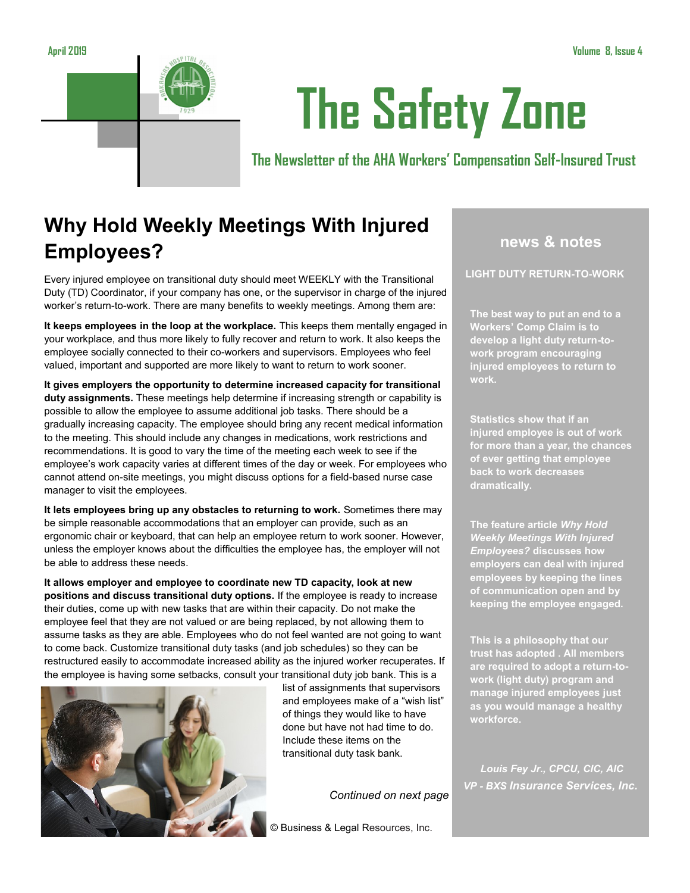# The Safety Zone

## The Newsletter of the AHA Workers' Compensation Self-Insured Trust

April 2019 — Volume 8, Issue 4

## Why Hold Weekly Meetings With Injured Employees?

Every injured employee on transitional duty should meet WEEKLY with the Transitional Duty (TD) Coordinator, if your company has one, or the supervisor in charge of the injured worker's return-to-work. There are many benefits to weekly meetings. Among them are:

**It keeps employees in the loop at the workplace.** This keeps them mentally engaged in your workplace, and thus more likely to fully recover and return to work. It also keeps the employee socially connected to their co-workers and supervisors. Employees who feel valued, important and supported are more likely to want to return to work sooner.

**It gives employers the opportunity to determine increased capacity for transitional duty assignments.** These meetings help determine if increasing strength or capability is possible to allow the employee to assume additional job tasks. There should be a gradually increasing capacity. The employee should bring any recent medical information to the meeting. This should include any changes in medications, work restrictions and recommendations. It is good to vary the time of the meeting each week to see if the employee's work capacity varies at different times of the day or week. For employees who cannot attend on-site meetings, you might discuss options for a field-based nurse case manager to visit the employees.

**It lets employees bring up any obstacles to returning to work.** Sometimes there may be simple reasonable accommodations that an employer can provide, such as an ergonomic chair or keyboard, that can help an employee return to work sooner. However, unless the employer knows about the difficulties the employee has, the employer will not be able to address these needs.

**It allows employer and employee to coordinate new TD capacity, look at new positions and discuss transitional duty options.** If the employee is ready to increase their duties, come up with new tasks that are within their capacity. Do not make the employee feel that they are not valued or are being replaced, by not allowing them to assume tasks as they are able. Employees who do not feel wanted are not going to want to come back. Customize transitional duty tasks (and job schedules) so they can be restructured easily to accommodate increased ability as the injured worker recuperates. If the employee is having some setbacks, consult your transitional duty job bank. This is a list of assignments that supervisors and employees make of a "wish list" of things they would like to have done but have not had time to do. Include these items on the transitional duty task bank.

*Continued on next page*

© Business & Legal Resources, Inc.

### news & notes

**LIGHT DUTY RETURN-TO-WORK**

**The best way to put an end to a Workers' Comp Claim is to develop a light duty return-to-work program encouraging injured employees to return to work.**

**Statistics show that if an injured employee is out of work for more than a year, the chances of ever getting that employee back to work decreases dramatically.**

**The feature article *Why Hold Weekly Meetings With Injured Employees?* discusses how employers can deal with injured employees by keeping the lines of communication open and by keeping the employee engaged.**

**This is a philosophy that our trust has adopted . All members are required to adopt a return-to-work (light duty) program and manage injured employees just as you would manage a healthy workforce.**

***Louis Fey Jr., CPCU, CIC, AIC***
***VP - BXS Insurance Services, Inc.***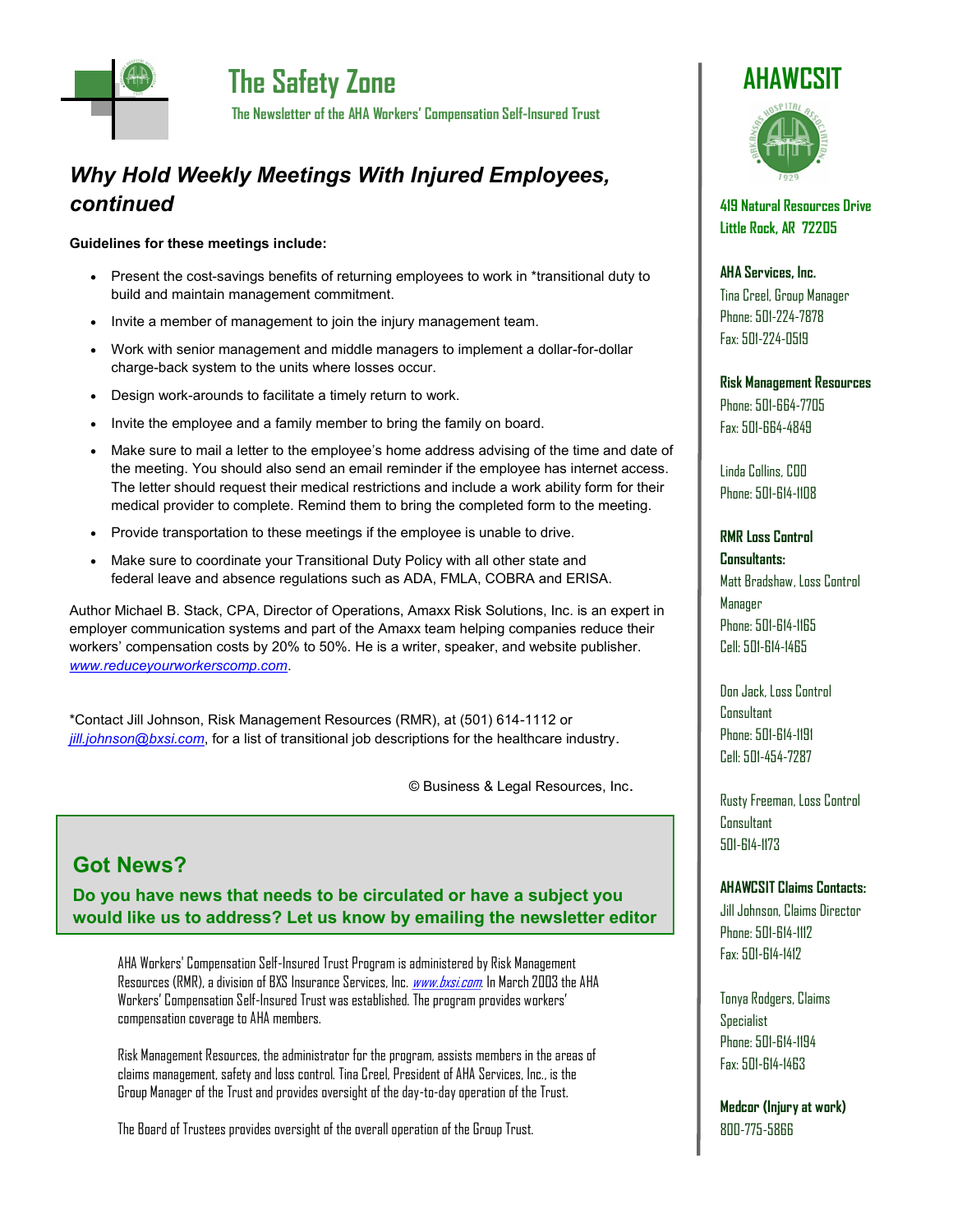# The Safety Zone

The Newsletter of the AHA Workers' Compensation Self-Insured Trust

## *Why Hold Weekly Meetings With Injured Employees, continued*

**Guidelines for these meetings include:**

- Present the cost-savings benefits of returning employees to work in *transitional duty to build and maintain management commitment.
- Invite a member of management to join the injury management team.
- Work with senior management and middle managers to implement a dollar-for-dollar charge-back system to the units where losses occur.
- Design work-arounds to facilitate a timely return to work.
- Invite the employee and a family member to bring the family on board.
- Make sure to mail a letter to the employee's home address advising of the time and date of the meeting. You should also send an email reminder if the employee has internet access. The letter should request their medical restrictions and include a work ability form for their medical provider to complete. Remind them to bring the completed form to the meeting.
- Provide transportation to these meetings if the employee is unable to drive.
- Make sure to coordinate your Transitional Duty Policy with all other state and federal leave and absence regulations such as ADA, FMLA, COBRA and ERISA.

Author Michael B. Stack, CPA, Director of Operations, Amaxx Risk Solutions, Inc. is an expert in employer communication systems and part of the Amaxx team helping companies reduce their workers' compensation costs by 20% to 50%. He is a writer, speaker, and website publisher. www.reduceyourworkerscomp.com.

*Contact Jill Johnson, Risk Management Resources (RMR), at (501) 614-1112 or jill.johnson@bxsi.com, for a list of transitional job descriptions for the healthcare industry.

© Business & Legal Resources, Inc.

## Got News?

**Do you have news that needs to be circulated or have a subject you would like us to address? Let us know by emailing the newsletter editor**

AHA Workers' Compensation Self-Insured Trust Program is administered by Risk Management Resources (RMR), a division of BXS Insurance Services, Inc. www.bxsi.com. In March 2003 the AHA Workers' Compensation Self-Insured Trust was established. The program provides workers' compensation coverage to AHA members.

Risk Management Resources, the administrator for the program, assists members in the areas of claims management, safety and loss control. Tina Creel, President of AHA Services, Inc., is the Group Manager of the Trust and provides oversight of the day-to-day operation of the Trust.

The Board of Trustees provides oversight of the overall operation of the Group Trust.

## AHAWCSIT

**419 Natural Resources Drive**
**Little Rock, AR 72205**

**AHA Services, Inc.**
Tina Creel, Group Manager
Phone: 501-224-7878
Fax: 501-224-0519

**Risk Management Resources**
Phone: 501-664-7705
Fax: 501-664-4849

Linda Collins, COO
Phone: 501-614-1108

**RMR Loss Control Consultants:**
Matt Bradshaw, Loss Control Manager
Phone: 501-614-1165
Cell: 501-614-1465

Don Jack, Loss Control Consultant
Phone: 501-614-1191
Cell: 501-454-7287

Rusty Freeman, Loss Control Consultant
501-614-1173

**AHAWCSIT Claims Contacts:**
Jill Johnson, Claims Director
Phone: 501-614-1112
Fax: 501-614-1412

Tonya Rodgers, Claims Specialist
Phone: 501-614-1194
Fax: 501-614-1463

**Medcor (Injury at work)**
800-775-5866